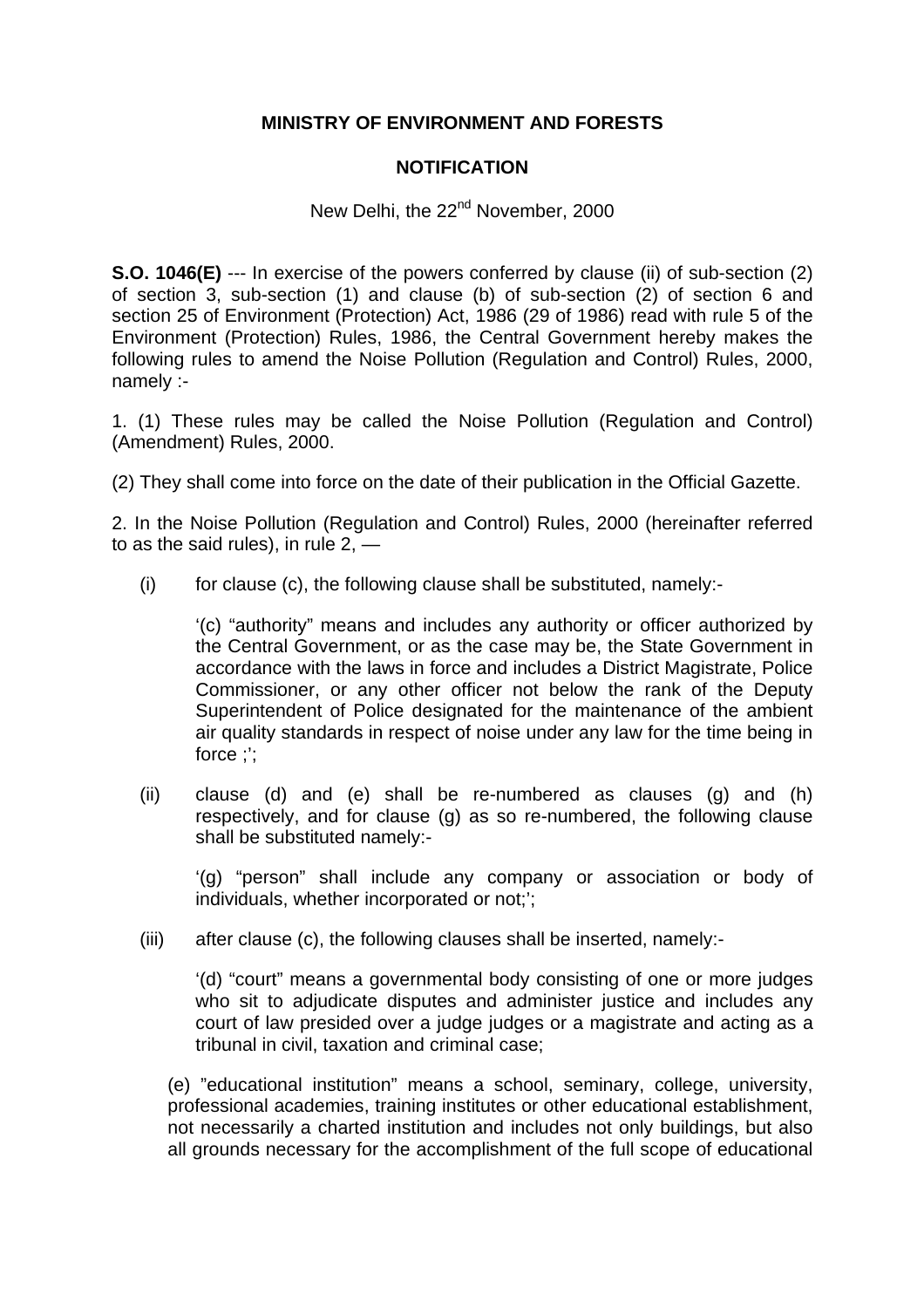**MINISTRY OF ENVIRONMENT AND FORESTS**

**NOTIFICATION**

New Delhi, the 22nd November, 2000

**S.O. 1046(E)** --- In exercise of the powers conferred by clause (ii) of sub-section (2) of section 3, sub-section (1) and clause (b) of sub-section (2) of section 6 and section 25 of Environment (Protection) Act, 1986 (29 of 1986) read with rule 5 of the Environment (Protection) Rules, 1986, the Central Government hereby makes the following rules to amend the Noise Pollution (Regulation and Control) Rules, 2000, namely :-

1. (1) These rules may be called the Noise Pollution (Regulation and Control) (Amendment) Rules, 2000.

(2) They shall come into force on the date of their publication in the Official Gazette.

2. In the Noise Pollution (Regulation and Control) Rules, 2000 (hereinafter referred to as the said rules), in rule 2, —

(i) for clause (c), the following clause shall be substituted, namely:-

‘(c) “authority” means and includes any authority or officer authorized by the Central Government, or as the case may be, the State Government in accordance with the laws in force and includes a District Magistrate, Police Commissioner, or any other officer not below the rank of the Deputy Superintendent of Police designated for the maintenance of the ambient air quality standards in respect of noise under any law for the time being in force ;’;

(ii) clause (d) and (e) shall be re-numbered as clauses (g) and (h) respectively, and for clause (g) as so re-numbered, the following clause shall be substituted namely:-

‘(g) “person” shall include any company or association or body of individuals, whether incorporated or not;’;

(iii) after clause (c), the following clauses shall be inserted, namely:-

‘(d) “court” means a governmental body consisting of one or more judges who sit to adjudicate disputes and administer justice and includes any court of law presided over a judge judges or a magistrate and acting as a tribunal in civil, taxation and criminal case;

(e) ”educational institution” means a school, seminary, college, university, professional academies, training institutes or other educational establishment, not necessarily a charted institution and includes not only buildings, but also all grounds necessary for the accomplishment of the full scope of educational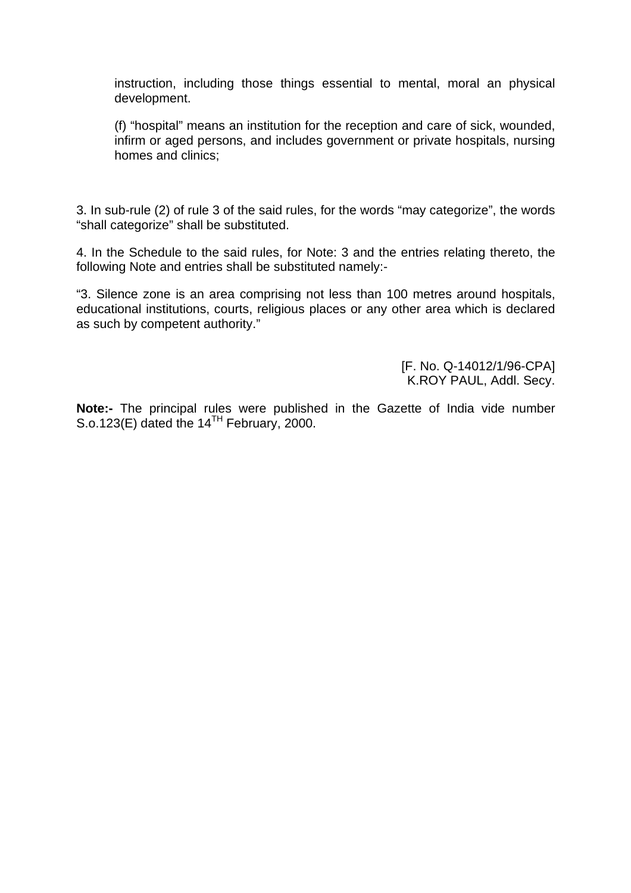instruction, including those things essential to mental, moral an physical development.

(f) “hospital” means an institution for the reception and care of sick, wounded, infirm or aged persons, and includes government or private hospitals, nursing homes and clinics;

3. In sub-rule (2) of rule 3 of the said rules, for the words “may categorize”, the words “shall categorize” shall be substituted.

4. In the Schedule to the said rules, for Note: 3 and the entries relating thereto, the following Note and entries shall be substituted namely:-

“3. Silence zone is an area comprising not less than 100 metres around hospitals, educational institutions, courts, religious places or any other area which is declared as such by competent authority.”

[F. No. Q-14012/1/96-CPA]
K.ROY PAUL, Addl. Secy.

**Note:-** The principal rules were published in the Gazette of India vide number S.o.123(E) dated the 14TH February, 2000.